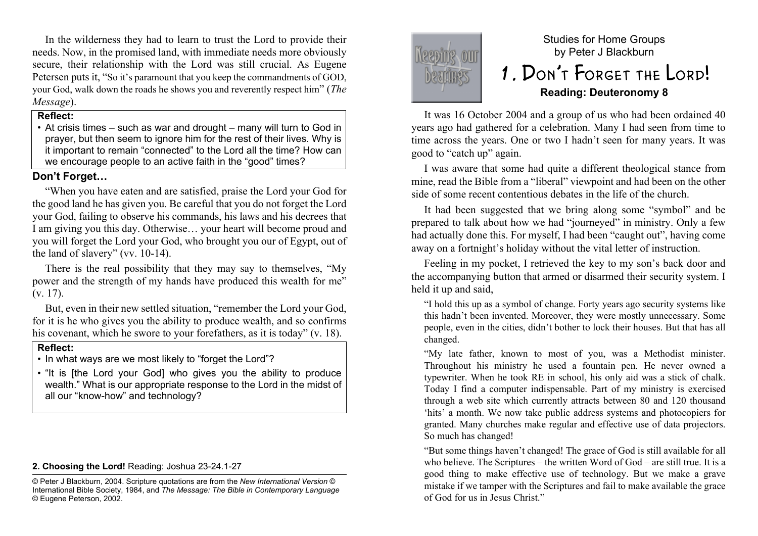Studies for Home Groups
by Peter J Blackburn

# 1. Don't Forget the Lord!

**Reading: Deuteronomy 8**

It was 16 October 2004 and a group of us who had been ordained 40 years ago had gathered for a celebration. Many I had seen from time to time across the years. One or two I hadn't seen for many years. It was good to "catch up" again.

I was aware that some had quite a different theological stance from mine, read the Bible from a "liberal" viewpoint and had been on the other side of some recent contentious debates in the life of the church.

It had been suggested that we bring along some "symbol" and be prepared to talk about how we had "journeyed" in ministry. Only a few had actually done this. For myself, I had been "caught out", having come away on a fortnight's holiday without the vital letter of instruction.

Feeling in my pocket, I retrieved the key to my son's back door and the accompanying button that armed or disarmed their security system. I held it up and said,

> "I hold this up as a symbol of change. Forty years ago security systems like this hadn't been invented. Moreover, they were mostly unnecessary. Some people, even in the cities, didn't bother to lock their houses. But that has all changed.
>
> "My late father, known to most of you, was a Methodist minister. Throughout his ministry he used a fountain pen. He never owned a typewriter. When he took RE in school, his only aid was a stick of chalk. Today I find a computer indispensable. Part of my ministry is exercised through a web site which currently attracts between 80 and 120 thousand 'hits' a month. We now take public address systems and photocopiers for granted. Many churches make regular and effective use of data projectors. So much has changed!
>
> "But some things haven't changed! The grace of God is still available for all who believe. The Scriptures – the written Word of God – are still true. It is a good thing to make effective use of technology. But we make a grave mistake if we tamper with the Scriptures and fail to make available the grace of God for us in Jesus Christ."

In the wilderness they had to learn to trust the Lord to provide their needs. Now, in the promised land, with immediate needs more obviously secure, their relationship with the Lord was still crucial. As Eugene Petersen puts it, "So it's paramount that you keep the commandments of GOD, your God, walk down the roads he shows you and reverently respect him" (*The Message*).

**Reflect:**

- At crisis times – such as war and drought – many will turn to God in prayer, but then seem to ignore him for the rest of their lives. Why is it important to remain "connected" to the Lord all the time? How can we encourage people to an active faith in the "good" times?

### Don't Forget…

"When you have eaten and are satisfied, praise the Lord your God for the good land he has given you. Be careful that you do not forget the Lord your God, failing to observe his commands, his laws and his decrees that I am giving you this day. Otherwise… your heart will become proud and you will forget the Lord your God, who brought you our of Egypt, out of the land of slavery" (vv. 10-14).

There is the real possibility that they may say to themselves, "My power and the strength of my hands have produced this wealth for me" (v. 17).

But, even in their new settled situation, "remember the Lord your God, for it is he who gives you the ability to produce wealth, and so confirms his covenant, which he swore to your forefathers, as it is today" (v. 18).

**Reflect:**

- In what ways are we most likely to "forget the Lord"?
- "It is [the Lord your God] who gives you the ability to produce wealth." What is our appropriate response to the Lord in the midst of all our "know-how" and technology?

**2. Choosing the Lord!** Reading: Joshua 23-24.1-27

© Peter J Blackburn, 2004. Scripture quotations are from the *New International Version* © International Bible Society, 1984, and *The Message: The Bible in Contemporary Language* © Eugene Peterson, 2002.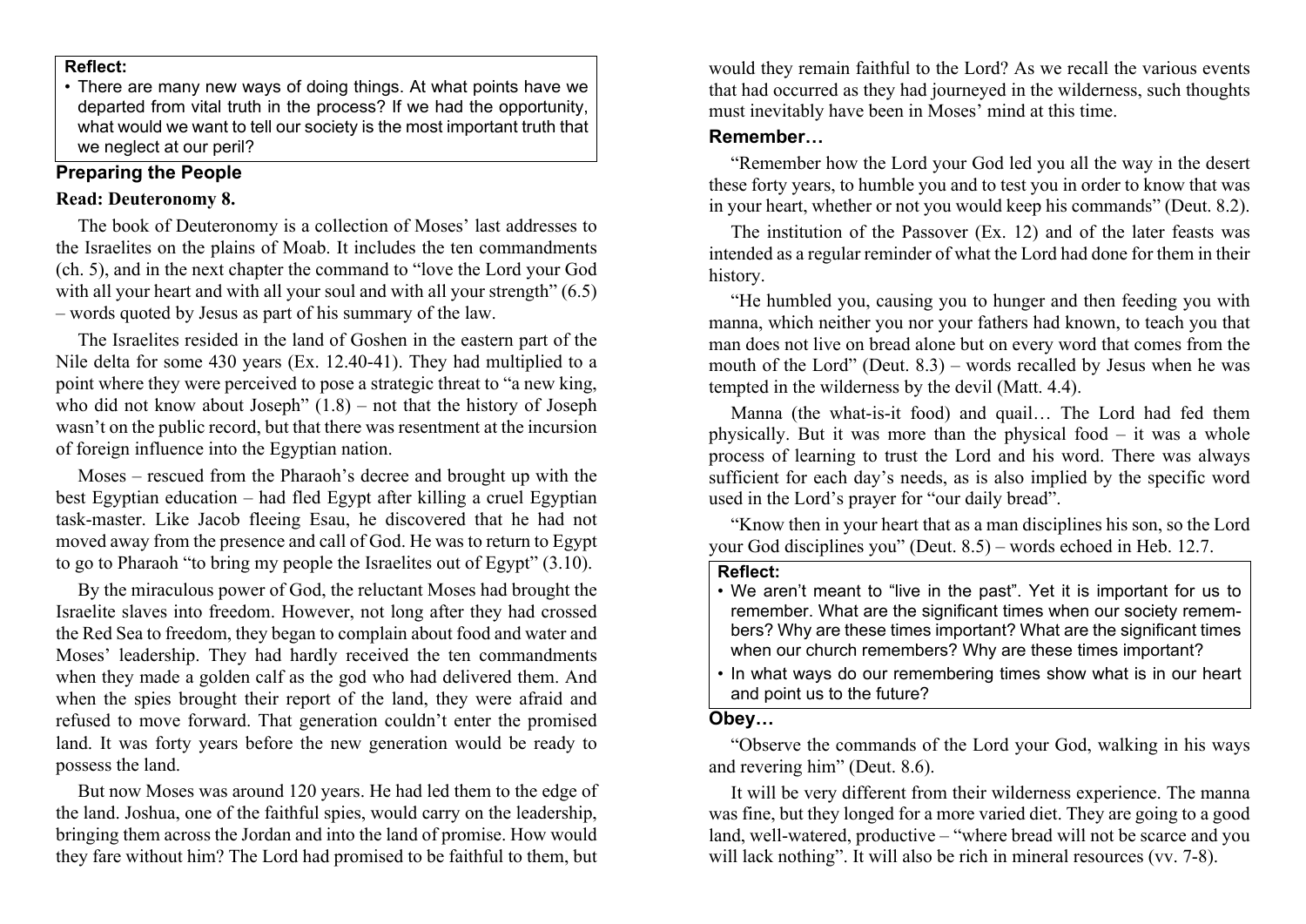> **Reflect:**
> - There are many new ways of doing things. At what points have we departed from vital truth in the process? If we had the opportunity, what would we want to tell our society is the most important truth that we neglect at our peril?

## Preparing the People

**Read: Deuteronomy 8.**

The book of Deuteronomy is a collection of Moses' last addresses to the Israelites on the plains of Moab. It includes the ten commandments (ch. 5), and in the next chapter the command to "love the Lord your God with all your heart and with all your soul and with all your strength" (6.5) – words quoted by Jesus as part of his summary of the law.

The Israelites resided in the land of Goshen in the eastern part of the Nile delta for some 430 years (Ex. 12.40-41). They had multiplied to a point where they were perceived to pose a strategic threat to "a new king, who did not know about Joseph" (1.8) – not that the history of Joseph wasn't on the public record, but that there was resentment at the incursion of foreign influence into the Egyptian nation.

Moses – rescued from the Pharaoh's decree and brought up with the best Egyptian education – had fled Egypt after killing a cruel Egyptian task-master. Like Jacob fleeing Esau, he discovered that he had not moved away from the presence and call of God. He was to return to Egypt to go to Pharaoh "to bring my people the Israelites out of Egypt" (3.10).

By the miraculous power of God, the reluctant Moses had brought the Israelite slaves into freedom. However, not long after they had crossed the Red Sea to freedom, they began to complain about food and water and Moses' leadership. They had hardly received the ten commandments when they made a golden calf as the god who had delivered them. And when the spies brought their report of the land, they were afraid and refused to move forward. That generation couldn't enter the promised land. It was forty years before the new generation would be ready to possess the land.

But now Moses was around 120 years. He had led them to the edge of the land. Joshua, one of the faithful spies, would carry on the leadership, bringing them across the Jordan and into the land of promise. How would they fare without him? The Lord had promised to be faithful to them, but would they remain faithful to the Lord? As we recall the various events that had occurred as they had journeyed in the wilderness, such thoughts must inevitably have been in Moses' mind at this time.

### Remember…

"Remember how the Lord your God led you all the way in the desert these forty years, to humble you and to test you in order to know that was in your heart, whether or not you would keep his commands" (Deut. 8.2).

The institution of the Passover (Ex. 12) and of the later feasts was intended as a regular reminder of what the Lord had done for them in their history.

"He humbled you, causing you to hunger and then feeding you with manna, which neither you nor your fathers had known, to teach you that man does not live on bread alone but on every word that comes from the mouth of the Lord" (Deut. 8.3) – words recalled by Jesus when he was tempted in the wilderness by the devil (Matt. 4.4).

Manna (the what-is-it food) and quail… The Lord had fed them physically. But it was more than the physical food – it was a whole process of learning to trust the Lord and his word. There was always sufficient for each day's needs, as is also implied by the specific word used in the Lord's prayer for "our daily bread".

"Know then in your heart that as a man disciplines his son, so the Lord your God disciplines you" (Deut. 8.5) – words echoed in Heb. 12.7.

> **Reflect:**
> - We aren't meant to "live in the past". Yet it is important for us to remember. What are the significant times when our society remembers? Why are these times important? What are the significant times when our church remembers? Why are these times important?
> - In what ways do our remembering times show what is in our heart and point us to the future?

### Obey…

"Observe the commands of the Lord your God, walking in his ways and revering him" (Deut. 8.6).

It will be very different from their wilderness experience. The manna was fine, but they longed for a more varied diet. They are going to a good land, well-watered, productive – "where bread will not be scarce and you will lack nothing". It will also be rich in mineral resources (vv. 7-8).